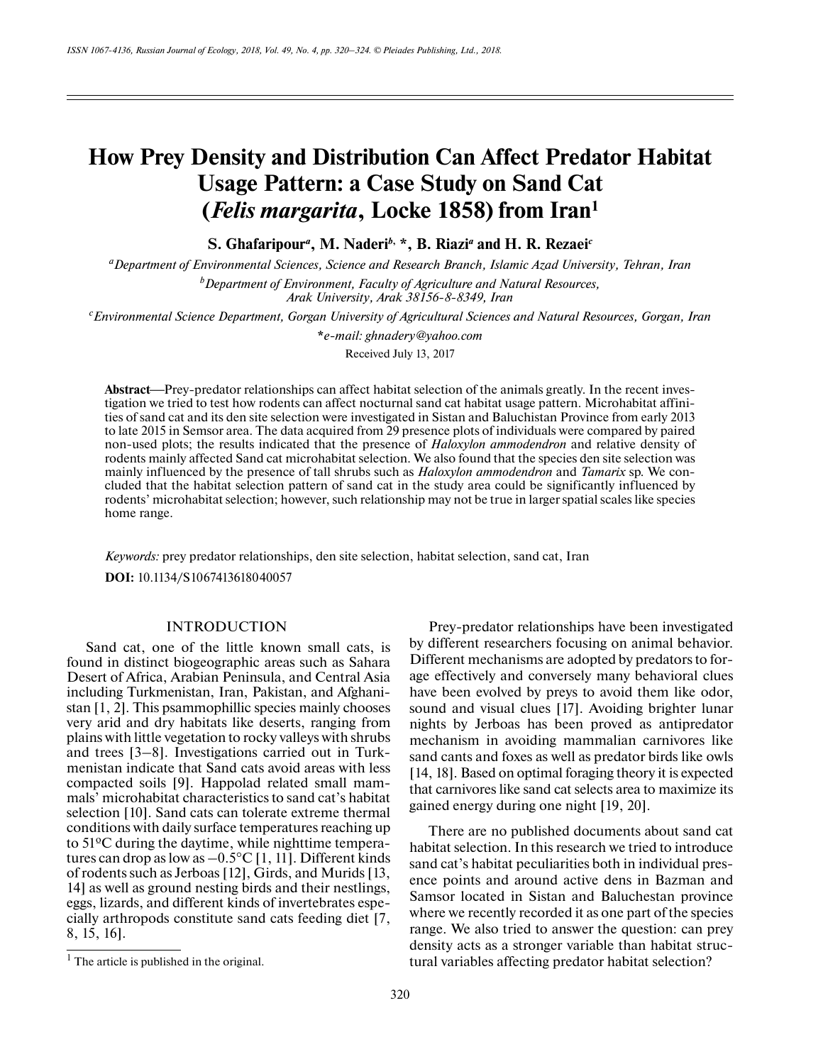# How Prey Density and Distribution Can Affect Predator Habitat Usage Pattern: a Case Study on Sand Cat (*Felis margarita*, Locke 1858) from Iran[1]

**S. Ghafaripour[a], M. Naderi[b,*], B. Riazi[a] and H. R. Rezaei[c]**

[a]*Department of Environmental Sciences, Science and Research Branch, Islamic Azad University, Tehran, Iran*

[b]*Department of Environment, Faculty of Agriculture and Natural Resources, Arak University, Arak 38156-8-8349, Iran*

[c]*Environmental Science Department, Gorgan University of Agricultural Sciences and Natural Resources, Gorgan, Iran*

**e-mail: ghnadery@yahoo.com*

Received July 13, 2017

**Abstract**—Prey-predator relationships can affect habitat selection of the animals greatly. In the recent investigation we tried to test how rodents can affect nocturnal sand cat habitat usage pattern. Microhabitat affinities of sand cat and its den site selection were investigated in Sistan and Baluchistan Province from early 2013 to late 2015 in Semsor area. The data acquired from 29 presence plots of individuals were compared by paired non-used plots; the results indicated that the presence of *Haloxylon ammodendron* and relative density of rodents mainly affected Sand cat microhabitat selection. We also found that the species den site selection was mainly influenced by the presence of tall shrubs such as *Haloxylon ammodendron* and *Tamarix* sp. We concluded that the habitat selection pattern of sand cat in the study area could be significantly influenced by rodents' microhabitat selection; however, such relationship may not be true in larger spatial scales like species home range.

*Keywords:* prey predator relationships, den site selection, habitat selection, sand cat, Iran

**DOI:** 10.1134/S1067413618040057

## INTRODUCTION

Sand cat, one of the little known small cats, is found in distinct biogeographic areas such as Sahara Desert of Africa, Arabian Peninsula, and Central Asia including Turkmenistan, Iran, Pakistan, and Afghanistan [1, 2]. This psammophillic species mainly chooses very arid and dry habitats like deserts, ranging from plains with little vegetation to rocky valleys with shrubs and trees [3–8]. Investigations carried out in Turkmenistan indicate that Sand cats avoid areas with less compacted soils [9]. Happolad related small mammals' microhabitat characteristics to sand cat's habitat selection [10]. Sand cats can tolerate extreme thermal conditions with daily surface temperatures reaching up to 51°C during the daytime, while nighttime temperatures can drop as low as –0.5°C [1, 11]. Different kinds of rodents such as Jerboas [12], Girds, and Murids [13, 14] as well as ground nesting birds and their nestlings, eggs, lizards, and different kinds of invertebrates especially arthropods constitute sand cats feeding diet [7, 8, 15, 16].

Prey-predator relationships have been investigated by different researchers focusing on animal behavior. Different mechanisms are adopted by predators to forage effectively and conversely many behavioral clues have been evolved by preys to avoid them like odor, sound and visual clues [17]. Avoiding brighter lunar nights by Jerboas has been proved as antipredator mechanism in avoiding mammalian carnivores like sand cants and foxes as well as predator birds like owls [14, 18]. Based on optimal foraging theory it is expected that carnivores like sand cat selects area to maximize its gained energy during one night [19, 20].

There are no published documents about sand cat habitat selection. In this research we tried to introduce sand cat's habitat peculiarities both in individual presence points and around active dens in Bazman and Samsor located in Sistan and Baluchestan province where we recently recorded it as one part of the species range. We also tried to answer the question: can prey density acts as a stronger variable than habitat structural variables affecting predator habitat selection?

[1] The article is published in the original.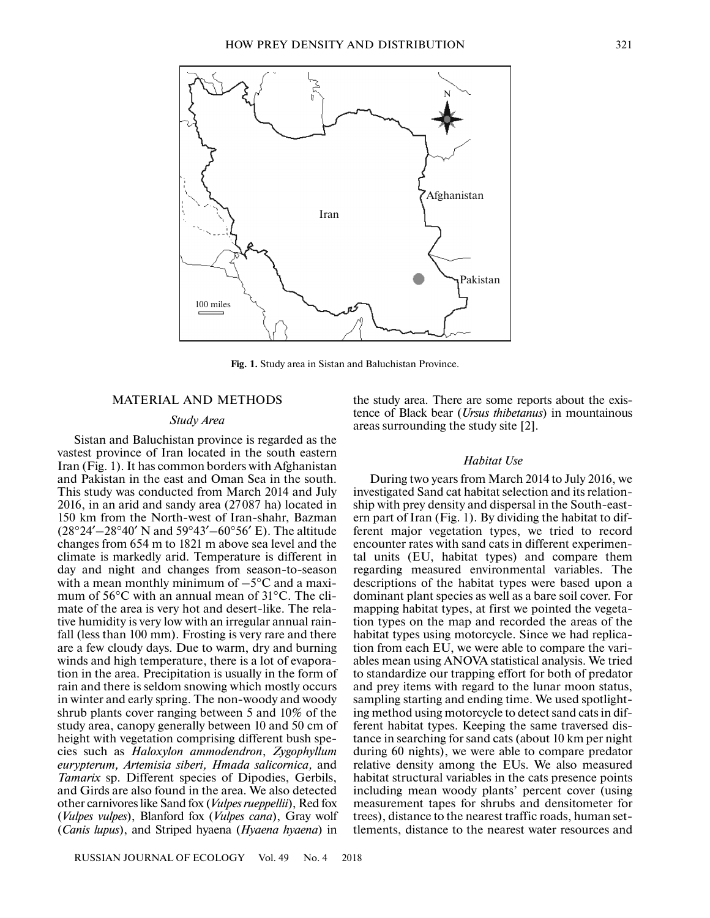Fig. 1. Study area in Sistan and Baluchistan Province.

## MATERIAL AND METHODS

### *Study Area*

Sistan and Baluchistan province is regarded as the vastest province of Iran located in the south eastern Iran (Fig. 1). It has common borders with Afghanistan and Pakistan in the east and Oman Sea in the south. This study was conducted from March 2014 and July 2016, in an arid and sandy area (27087 ha) located in 150 km from the North-west of Iran-shahr, Bazman (28°24′–28°40′ N and 59°43′–60°56′ E). The altitude changes from 654 m to 1821 m above sea level and the climate is markedly arid. Temperature is different in day and night and changes from season-to-season with a mean monthly minimum of −5°C and a maximum of 56°C with an annual mean of 31°C. The climate of the area is very hot and desert-like. The relative humidity is very low with an irregular annual rainfall (less than 100 mm). Frosting is very rare and there are a few cloudy days. Due to warm, dry and burning winds and high temperature, there is a lot of evaporation in the area. Precipitation is usually in the form of rain and there is seldom snowing which mostly occurs in winter and early spring. The non-woody and woody shrub plants cover ranging between 5 and 10% of the study area, canopy generally between 10 and 50 cm of height with vegetation comprising different bush species such as *Haloxylon ammodendron*, *Zygophyllum eurypterum, Artemisia siberi, Hmada salicornica,* and *Tamarix* sp. Different species of Dipodies, Gerbils, and Girds are also found in the area. We also detected other carnivores like Sand fox (*Vulpes rueppellii*), Red fox (*Vulpes vulpes*), Blanford fox (*Vulpes cana*), Gray wolf (*Canis lupus*), and Striped hyaena (*Hyaena hyaena*) in the study area. There are some reports about the existence of Black bear (*Ursus thibetanus*) in mountainous areas surrounding the study site [2].

### *Habitat Use*

During two years from March 2014 to July 2016, we investigated Sand cat habitat selection and its relationship with prey density and dispersal in the South-eastern part of Iran (Fig. 1). By dividing the habitat to different major vegetation types, we tried to record encounter rates with sand cats in different experimental units (EU, habitat types) and compare them regarding measured environmental variables. The descriptions of the habitat types were based upon a dominant plant species as well as a bare soil cover. For mapping habitat types, at first we pointed the vegetation types on the map and recorded the areas of the habitat types using motorcycle. Since we had replication from each EU, we were able to compare the variables mean using ANOVA statistical analysis. We tried to standardize our trapping effort for both of predator and prey items with regard to the lunar moon status, sampling starting and ending time. We used spotlighting method using motorcycle to detect sand cats in different habitat types. Keeping the same traversed distance in searching for sand cats (about 10 km per night during 60 nights), we were able to compare predator relative density among the EUs. We also measured habitat structural variables in the cats presence points including mean woody plants' percent cover (using measurement tapes for shrubs and densitometer for trees), distance to the nearest traffic roads, human settlements, distance to the nearest water resources and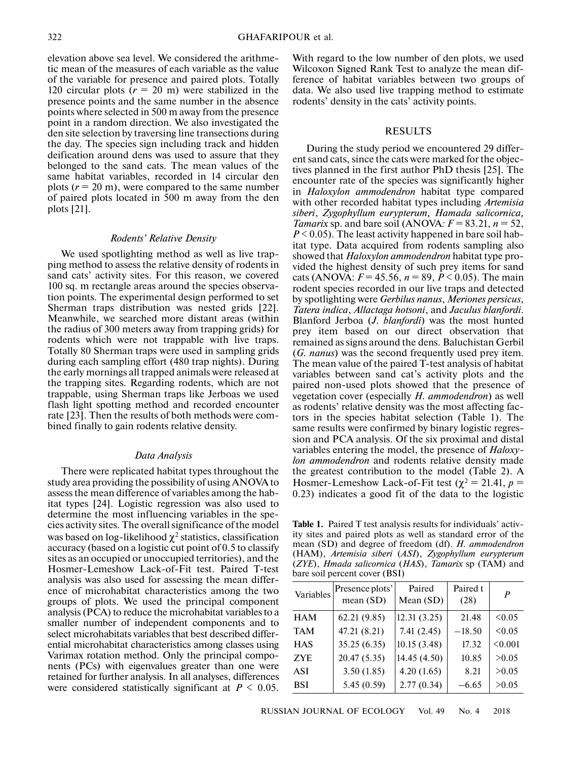elevation above sea level. We considered the arithmetic mean of the measures of each variable as the value of the variable for presence and paired plots. Totally 120 circular plots ($r$ = 20 m) were stabilized in the presence points and the same number in the absence points where selected in 500 m away from the presence point in a random direction. We also investigated the den site selection by traversing line transections during the day. The species sign including track and hidden deification around dens was used to assure that they belonged to the sand cats. The mean values of the same habitat variables, recorded in 14 circular den plots ($r$ = 20 m), were compared to the same number of paired plots located in 500 m away from the den plots [21].

### *Rodents' Relative Density*

We used spotlighting method as well as live trapping method to assess the relative density of rodents in sand cats' activity sites. For this reason, we covered 100 sq. m rectangle areas around the species observation points. The experimental design performed to set Sherman traps distribution was nested grids [22]. Meanwhile, we searched more distant areas (within the radius of 300 meters away from trapping grids) for rodents which were not trappable with live traps. Totally 80 Sherman traps were used in sampling grids during each sampling effort (480 trap nights). During the early mornings all trapped animals were released at the trapping sites. Regarding rodents, which are not trappable, using Sherman traps like Jerboas we used flash light spotting method and recorded encounter rate [23]. Then the results of both methods were combined finally to gain rodents relative density.

### *Data Analysis*

There were replicated habitat types throughout the study area providing the possibility of using ANOVA to assess the mean difference of variables among the habitat types [24]. Logistic regression was also used to determine the most influencing variables in the species activity sites. The overall significance of the model was based on log-likelihood $\chi^2$ statistics, classification accuracy (based on a logistic cut point of 0.5 to classify sites as an occupied or unoccupied territories), and the Hosmer-Lemeshow Lack-of-Fit test. Paired T-test analysis was also used for assessing the mean difference of microhabitat characteristics among the two groups of plots. We used the principal component analysis (PCA) to reduce the microhabitat variables to a smaller number of independent components and to select microhabitats variables that best described differential microhabitat characteristics among classes using Varimax rotation method. Only the principal components (PCs) with eigenvalues greater than one were retained for further analysis. In all analyses, differences were considered statistically significant at $P < 0.05$. With regard to the low number of den plots, we used Wilcoxon Signed Rank Test to analyze the mean difference of habitat variables between two groups of data. We also used live trapping method to estimate rodents' density in the cats' activity points.

## RESULTS

During the study period we encountered 29 different sand cats, since the cats were marked for the objectives planned in the first author PhD thesis [25]. The encounter rate of the species was significantly higher in *Haloxylon ammodendron* habitat type compared with other recorded habitat types including *Artemisia siberi*, *Zygophyllum eurypterum, Hamada salicornica, Tamarix* sp. and bare soil (ANOVA: $F = 83.21$, $n = 52$, $P < 0.05$). The least activity happened in bare soil habitat type. Data acquired from rodents sampling also showed that *Haloxylon ammodendron* habitat type provided the highest density of such prey items for sand cats (ANOVA: $F = 45.56$, $n = 89$, $P < 0.05$). The main rodent species recorded in our live traps and detected by spotlighting were *Gerbilus nanus*, *Meriones persicus*, *Tatera indica*, *Allactaga hotsoni*, and *Jaculus blanfordi*. Blanford Jerboa (*J. blanfordi*) was the most hunted prey item based on our direct observation that remained as signs around the dens. Baluchistan Gerbil (*G. nanus*) was the second frequently used prey item. The mean value of the paired T-test analysis of habitat variables between sand cat's activity plots and the paired non-used plots showed that the presence of vegetation cover (especially *H. ammodendron*) as well as rodents' relative density was the most affecting factors in the species habitat selection (Table 1). The same results were confirmed by binary logistic regression and PCA analysis. Of the six proximal and distal variables entering the model, the presence of *Haloxylon ammodendron* and rodents relative density made the greatest contribution to the model (Table 2). A Hosmer-Lemeshow Lack-of-Fit test ($\chi^2 = 21.41$, $p = 0.23$) indicates a good fit of the data to the logistic

**Table 1.** Paired T test analysis results for individuals' activity sites and paired plots as well as standard error of the mean (SD) and degree of freedom (df). *H. ammodendron* (HAM), *Artemisia siberi* (*ASI*), *Zygophyllum eurypterum* (*ZYE*), *Hmada salicornica* (*HAS*), *Tamarix* sp (TAM) and bare soil percent cover (BSI)

| Variables | Presence plots' mean (SD) | Paired Mean (SD) | Paired t (28) | *P* |
|---|---|---|---|---|
| HAM | 62.21 (9.85) | 12.31 (3.25) | 21.48 | <0.05 |
| TAM | 47.21 (8.21) | 7.41 (2.45) | −18.50 | <0.05 |
| HAS | 35.25 (6.35) | 10.15 (3.48) | 17.32 | <0.001 |
| ZYE | 20.47 (5.35) | 14.45 (4.50) | 10.85 | >0.05 |
| ASI | 3.50 (1.85) | 4.20 (1.65) | 8.21 | >0.05 |
| BSI | 5.45 (0.59) | 2.77 (0.34) | −6.65 | >0.05 |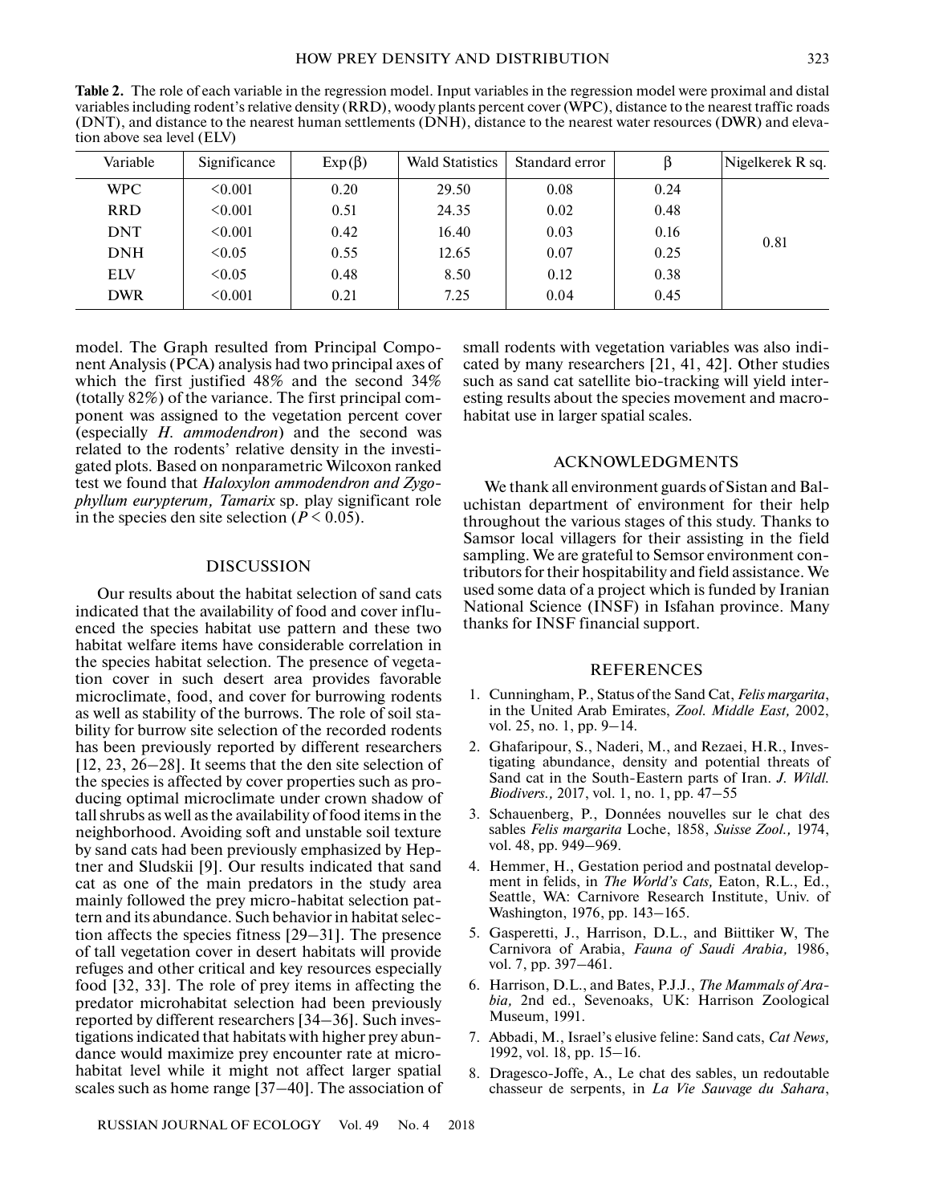**Table 2.** The role of each variable in the regression model. Input variables in the regression model were proximal and distal variables including rodent's relative density (RRD), woody plants percent cover (WPC), distance to the nearest traffic roads (DNT), and distance to the nearest human settlements (DNH), distance to the nearest water resources (DWR) and elevation above sea level (ELV)

| Variable | Significance | Exp(β) | Wald Statistics | Standard error | β | Nigelkerek R sq. |
|---|---|---|---|---|---|---|
| WPC | <0.001 | 0.20 | 29.50 | 0.08 | 0.24 | 0.81 |
| RRD | <0.001 | 0.51 | 24.35 | 0.02 | 0.48 | |
| DNT | <0.001 | 0.42 | 16.40 | 0.03 | 0.16 | |
| DNH | <0.05 | 0.55 | 12.65 | 0.07 | 0.25 | |
| ELV | <0.05 | 0.48 | 8.50 | 0.12 | 0.38 | |
| DWR | <0.001 | 0.21 | 7.25 | 0.04 | 0.45 | |

model. The Graph resulted from Principal Component Analysis (PCA) analysis had two principal axes of which the first justified 48% and the second 34% (totally 82%) of the variance. The first principal component was assigned to the vegetation percent cover (especially *H. ammodendron*) and the second was related to the rodents' relative density in the investigated plots. Based on nonparametric Wilcoxon ranked test we found that *Haloxylon ammodendron and Zygophyllum eurypterum, Tamarix* sp. play significant role in the species den site selection ($P < 0.05$).

## DISCUSSION

Our results about the habitat selection of sand cats indicated that the availability of food and cover influenced the species habitat use pattern and these two habitat welfare items have considerable correlation in the species habitat selection. The presence of vegetation cover in such desert area provides favorable microclimate, food, and cover for burrowing rodents as well as stability of the burrows. The role of soil stability for burrow site selection of the recorded rodents has been previously reported by different researchers [12, 23, 26–28]. It seems that the den site selection of the species is affected by cover properties such as producing optimal microclimate under crown shadow of tall shrubs as well as the availability of food items in the neighborhood. Avoiding soft and unstable soil texture by sand cats had been previously emphasized by Heptner and Sludskii [9]. Our results indicated that sand cat as one of the main predators in the study area mainly followed the prey micro-habitat selection pattern and its abundance. Such behavior in habitat selection affects the species fitness [29–31]. The presence of tall vegetation cover in desert habitats will provide refuges and other critical and key resources especially food [32, 33]. The role of prey items in affecting the predator microhabitat selection had been previously reported by different researchers [34–36]. Such investigations indicated that habitats with higher prey abundance would maximize prey encounter rate at microhabitat level while it might not affect larger spatial scales such as home range [37–40]. The association of small rodents with vegetation variables was also indicated by many researchers [21, 41, 42]. Other studies such as sand cat satellite bio-tracking will yield interesting results about the species movement and macrohabitat use in larger spatial scales.

## ACKNOWLEDGMENTS

We thank all environment guards of Sistan and Baluchistan department of environment for their help throughout the various stages of this study. Thanks to Samsor local villagers for their assisting in the field sampling. We are grateful to Semsor environment contributors for their hospitability and field assistance. We used some data of a project which is funded by Iranian National Science (INSF) in Isfahan province. Many thanks for INSF financial support.

## REFERENCES

1. Cunningham, P., Status of the Sand Cat, *Felis margarita*, in the United Arab Emirates, *Zool. Middle East,* 2002, vol. 25, no. 1, pp. 9–14.
2. Ghafaripour, S., Naderi, M., and Rezaei, H.R., Investigating abundance, density and potential threats of Sand cat in the South-Eastern parts of Iran. *J. Wildl. Biodivers.,* 2017, vol. 1, no. 1, pp. 47–55
3. Schauenberg, P., Données nouvelles sur le chat des sables *Felis margarita* Loche, 1858, *Suisse Zool.,* 1974, vol. 48, pp. 949–969.
4. Hemmer, H., Gestation period and postnatal development in felids, in *The World's Cats,* Eaton, R.L., Ed., Seattle, WA: Carnivore Research Institute, Univ. of Washington, 1976, pp. 143–165.
5. Gasperetti, J., Harrison, D.L., and Biittiker W, The Carnivora of Arabia, *Fauna of Saudi Arabia,* 1986, vol. 7, pp. 397–461.
6. Harrison, D.L., and Bates, P.J.J., *The Mammals of Arabia,* 2nd ed., Sevenoaks, UK: Harrison Zoological Museum, 1991.
7. Abbadi, M., Israel's elusive feline: Sand cats, *Cat News,* 1992, vol. 18, pp. 15–16.
8. Dragesco-Joffe, A., Le chat des sables, un redoutable chasseur de serpents, in *La Vie Sauvage du Sahara*,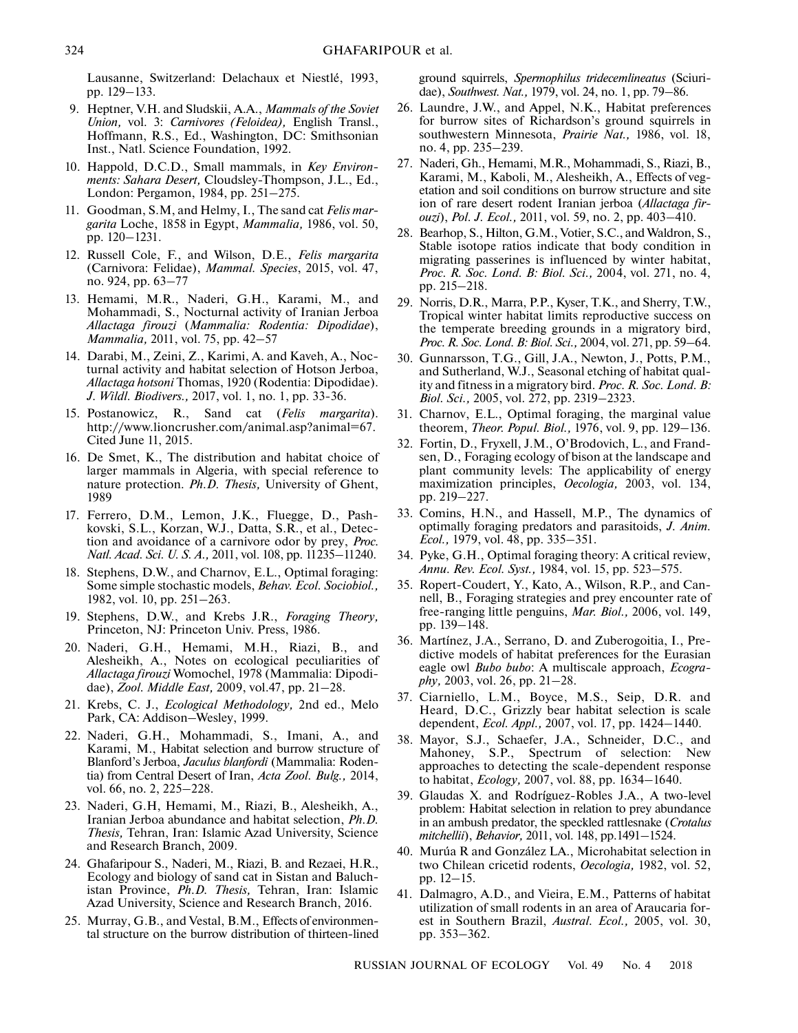Lausanne, Switzerland: Delachaux et Niestlé, 1993, pp. 129–133.

9. Heptner, V.H. and Sludskii, A.A., *Mammals of the Soviet Union,* vol. 3: *Carnivores (Feloidea),* English Transl., Hoffmann, R.S., Ed., Washington, DC: Smithsonian Inst., Natl. Science Foundation, 1992.
10. Happold, D.C.D., Small mammals, in *Key Environments: Sahara Desert,* Cloudsley-Thompson, J.L., Ed., London: Pergamon, 1984, pp. 251–275.
11. Goodman, S.M, and Helmy, I., The sand cat *Felis margarita* Loche, 1858 in Egypt, *Mammalia,* 1986, vol. 50, pp. 120–1231.
12. Russell Cole, F., and Wilson, D.E., *Felis margarita* (Carnivora: Felidae), *Mammal. Species*, 2015, vol. 47, no. 924, pp. 63–77
13. Hemami, M.R., Naderi, G.H., Karami, M., and Mohammadi, S., Nocturnal activity of Iranian Jerboa *Allactaga firouzi* (*Mammalia: Rodentia: Dipodidae*), *Mammalia,* 2011, vol. 75, pp. 42–57
14. Darabi, M., Zeini, Z., Karimi, A. and Kaveh, A., Nocturnal activity and habitat selection of Hotson Jerboa, *Allactaga hotsoni* Thomas, 1920 (Rodentia: Dipodidae). *J. Wildl. Biodivers.,* 2017, vol. 1, no. 1, pp. 33-36.
15. Postanowicz, R., Sand cat (*Felis margarita*). http://www.lioncrusher.com/animal.asp?animal=67. Cited June 11, 2015.
16. De Smet, K., The distribution and habitat choice of larger mammals in Algeria, with special reference to nature protection. *Ph.D. Thesis,* University of Ghent, 1989
17. Ferrero, D.M., Lemon, J.K., Fluegge, D., Pashkovski, S.L., Korzan, W.J., Datta, S.R., et al., Detection and avoidance of a carnivore odor by prey, *Proc. Natl. Acad. Sci. U. S. A.,* 2011, vol. 108, pp. 11235–11240.
18. Stephens, D.W., and Charnov, E.L., Optimal foraging: Some simple stochastic models, *Behav. Ecol. Sociobiol.,* 1982, vol. 10, pp. 251–263.
19. Stephens, D.W., and Krebs J.R., *Foraging Theory,* Princeton, NJ: Princeton Univ. Press, 1986.
20. Naderi, G.H., Hemami, M.H., Riazi, B., and Alesheikh, A., Notes on ecological peculiarities of *Allactaga firouzi* Womochel, 1978 (Mammalia: Dipodidae), *Zool. Middle East,* 2009, vol.47, pp. 21–28.
21. Krebs, C. J., *Ecological Methodology,* 2nd ed., Melo Park, CA: Addison–Wesley, 1999.
22. Naderi, G.H., Mohammadi, S., Imani, A., and Karami, M., Habitat selection and burrow structure of Blanford's Jerboa, *Jaculus blanfordi* (Mammalia: Rodentia) from Central Desert of Iran, *Acta Zool. Bulg.,* 2014, vol. 66, no. 2, 225–228.
23. Naderi, G.H, Hemami, M., Riazi, B., Alesheikh, A., Iranian Jerboa abundance and habitat selection, *Ph.D. Thesis,* Tehran, Iran: Islamic Azad University, Science and Research Branch, 2009.
24. Ghafaripour S., Naderi, M., Riazi, B. and Rezaei, H.R., Ecology and biology of sand cat in Sistan and Baluchistan Province, *Ph.D. Thesis,* Tehran, Iran: Islamic Azad University, Science and Research Branch, 2016.
25. Murray, G.B., and Vestal, B.M., Effects of environmental structure on the burrow distribution of thirteen-lined ground squirrels, *Spermophilus tridecemlineatus* (Sciuridae), *Southwest. Nat.,* 1979, vol. 24, no. 1, pp. 79–86.
26. Laundre, J.W., and Appel, N.K., Habitat preferences for burrow sites of Richardson's ground squirrels in southwestern Minnesota, *Prairie Nat.,* 1986, vol. 18, no. 4, pp. 235–239.
27. Naderi, Gh., Hemami, M.R., Mohammadi, S., Riazi, B., Karami, M., Kaboli, M., Alesheikh, A., Effects of vegetation and soil conditions on burrow structure and site ion of rare desert rodent Iranian jerboa (*Allactaga firouzi*), *Pol. J. Ecol.,* 2011, vol. 59, no. 2, pp. 403–410.
28. Bearhop, S., Hilton, G.M., Votier, S.C., and Waldron, S., Stable isotope ratios indicate that body condition in migrating passerines is influenced by winter habitat, *Proc. R. Soc. Lond. B: Biol. Sci.,* 2004, vol. 271, no. 4, pp. 215–218.
29. Norris, D.R., Marra, P.P., Kyser, T.K., and Sherry, T.W., Tropical winter habitat limits reproductive success on the temperate breeding grounds in a migratory bird, *Proc. R. Soc. Lond. B: Biol. Sci.,* 2004, vol. 271, pp. 59–64.
30. Gunnarsson, T.G., Gill, J.A., Newton, J., Potts, P.M., and Sutherland, W.J., Seasonal etching of habitat quality and fitness in a migratory bird. *Proc. R. Soc. Lond. B: Biol. Sci.,* 2005, vol. 272, pp. 2319–2323.
31. Charnov, E.L., Optimal foraging, the marginal value theorem, *Theor. Popul. Biol.,* 1976, vol. 9, pp. 129–136.
32. Fortin, D., Fryxell, J.M., O'Brodovich, L., and Frandsen, D., Foraging ecology of bison at the landscape and plant community levels: The applicability of energy maximization principles, *Oecologia,* 2003, vol. 134, pp. 219–227.
33. Comins, H.N., and Hassell, M.P., The dynamics of optimally foraging predators and parasitoids, *J. Anim. Ecol.,* 1979, vol. 48, pp. 335–351.
34. Pyke, G.H., Optimal foraging theory: A critical review, *Annu. Rev. Ecol. Syst.,* 1984, vol. 15, pp. 523–575.
35. Ropert-Coudert, Y., Kato, A., Wilson, R.P., and Cannell, B., Foraging strategies and prey encounter rate of free-ranging little penguins, *Mar. Biol.,* 2006, vol. 149, pp. 139–148.
36. Martínez, J.A., Serrano, D. and Zuberogoitia, I., Predictive models of habitat preferences for the Eurasian eagle owl *Bubo bubo*: A multiscale approach, *Ecography,* 2003, vol. 26, pp. 21–28.
37. Ciarniello, L.M., Boyce, M.S., Seip, D.R. and Heard, D.C., Grizzly bear habitat selection is scale dependent, *Ecol. Appl.,* 2007, vol. 17, pp. 1424–1440.
38. Mayor, S.J., Schaefer, J.A., Schneider, D.C., and Mahoney, S.P., Spectrum of selection: New approaches to detecting the scale-dependent response to habitat, *Ecology,* 2007, vol. 88, pp. 1634–1640.
39. Glaudas X. and Rodríguez-Robles J.A., A two-level problem: Habitat selection in relation to prey abundance in an ambush predator, the speckled rattlesnake (*Crotalus mitchellii*), *Behavior,* 2011, vol. 148, pp.1491–1524.
40. Murúa R and González LA., Microhabitat selection in two Chilean cricetid rodents, *Oecologia,* 1982, vol. 52, pp. 12–15.
41. Dalmagro, A.D., and Vieira, E.M., Patterns of habitat utilization of small rodents in an area of Araucaria forest in Southern Brazil, *Austral. Ecol.,* 2005, vol. 30, pp. 353–362.